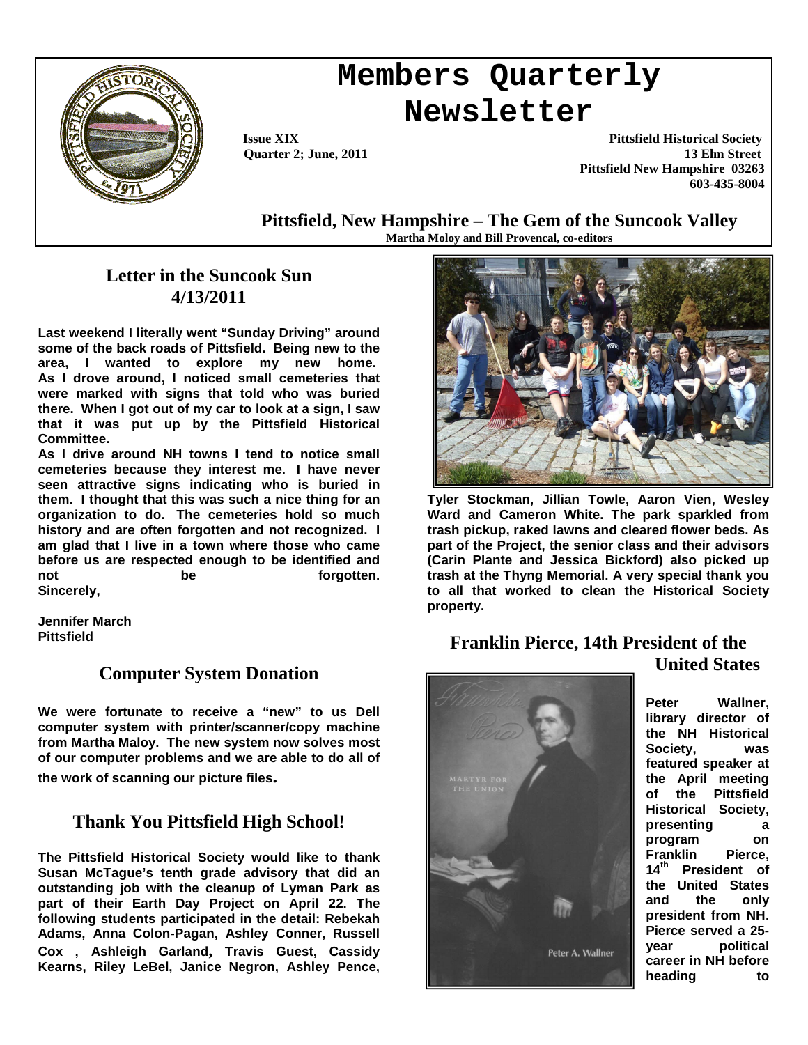# Members Quarterly Newsletter

**Issue XIX**
**Quarter 2; June, 2011**

**Pittsfield Historical Society**
**13 Elm Street**
**Pittsfield New Hampshire 03263**
**603-435-8004**

## Pittsfield, New Hampshire – The Gem of the Suncook Valley

**Martha Moloy and Bill Provencal, co-editors**

## Letter in the Suncook Sun 4/13/2011

**Last weekend I literally went "Sunday Driving" around some of the back roads of Pittsfield. Being new to the area, I wanted to explore my new home. As I drove around, I noticed small cemeteries that were marked with signs that told who was buried there. When I got out of my car to look at a sign, I saw that it was put up by the Pittsfield Historical Committee.**

**As I drive around NH towns I tend to notice small cemeteries because they interest me. I have never seen attractive signs indicating who is buried in them. I thought that this was such a nice thing for an organization to do. The cemeteries hold so much history and are often forgotten and not recognized. I am glad that I live in a town where those who came before us are respected enough to be identified and not be forgotten.**
**Sincerely,**

**Jennifer March**
**Pittsfield**

## Computer System Donation

**We were fortunate to receive a "new" to us Dell computer system with printer/scanner/copy machine from Martha Maloy. The new system now solves most of our computer problems and we are able to do all of the work of scanning our picture files.**

## Thank You Pittsfield High School!

**The Pittsfield Historical Society would like to thank Susan McTague's tenth grade advisory that did an outstanding job with the cleanup of Lyman Park as part of their Earth Day Project on April 22. The following students participated in the detail: Rebekah Adams, Anna Colon-Pagan, Ashley Conner, Russell Cox , Ashleigh Garland, Travis Guest, Cassidy Kearns, Riley LeBel, Janice Negron, Ashley Pence, Tyler Stockman, Jillian Towle, Aaron Vien, Wesley Ward and Cameron White. The park sparkled from trash pickup, raked lawns and cleared flower beds. As part of the Project, the senior class and their advisors (Carin Plante and Jessica Bickford) also picked up trash at the Thyng Memorial. A very special thank you to all that worked to clean the Historical Society property.**

## Franklin Pierce, 14th President of the United States

**Peter Wallner, library director of the NH Historical Society, was featured speaker at the April meeting of the Pittsfield Historical Society, presenting a program on Franklin Pierce, 14th President of the United States and the only president from NH. Pierce served a 25-year political career in NH before heading to**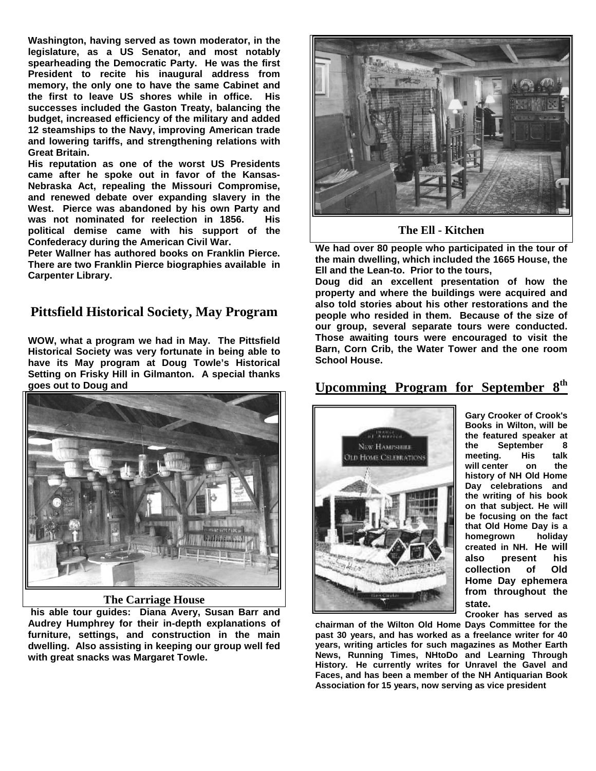**Washington, having served as town moderator, in the legislature, as a US Senator, and most notably spearheading the Democratic Party. He was the first President to recite his inaugural address from memory, the only one to have the same Cabinet and the first to leave US shores while in office. His successes included the Gaston Treaty, balancing the budget, increased efficiency of the military and added 12 steamships to the Navy, improving American trade and lowering tariffs, and strengthening relations with Great Britain.**

**His reputation as one of the worst US Presidents came after he spoke out in favor of the Kansas-Nebraska Act, repealing the Missouri Compromise, and renewed debate over expanding slavery in the West. Pierce was abandoned by his own Party and was not nominated for reelection in 1856. His political demise came with his support of the Confederacy during the American Civil War.**

**Peter Wallner has authored books on Franklin Pierce. There are two Franklin Pierce biographies available in Carpenter Library.**

## Pittsfield Historical Society, May Program

**WOW, what a program we had in May. The Pittsfield Historical Society was very fortunate in being able to have its May program at Doug Towle's Historical Setting on Frisky Hill in Gilmanton. A special thanks goes out to Doug and his able tour guides: Diana Avery, Susan Barr and Audrey Humphrey for their in-depth explanations of furniture, settings, and construction in the main dwelling. Also assisting in keeping our group well fed with great snacks was Margaret Towle.**

**The Carriage House**

**The Ell - Kitchen**

**We had over 80 people who participated in the tour of the main dwelling, which included the 1665 House, the Ell and the Lean-to. Prior to the tours,**

**Doug did an excellent presentation of how the property and where the buildings were acquired and also told stories about his other restorations and the people who resided in them. Because of the size of our group, several separate tours were conducted. Those awaiting tours were encouraged to visit the Barn, Corn Crib, the Water Tower and the one room School House.**

## Upcomming Program for September 8th

**Gary Crooker of Crook's Books in Wilton, will be the featured speaker at the September 8 meeting. His talk will center on the history of NH Old Home Day celebrations and the writing of his book on that subject. He will be focusing on the fact that Old Home Day is a homegrown holiday created in NH. He will also present his collection of Old Home Day ephemera from throughout the state.**

**Crooker has served as chairman of the Wilton Old Home Days Committee for the past 30 years, and has worked as a freelance writer for 40 years, writing articles for such magazines as Mother Earth News, Running Times, NHtoDo and Learning Through History. He currently writes for Unravel the Gavel and Faces, and has been a member of the NH Antiquarian Book Association for 15 years, now serving as vice president**